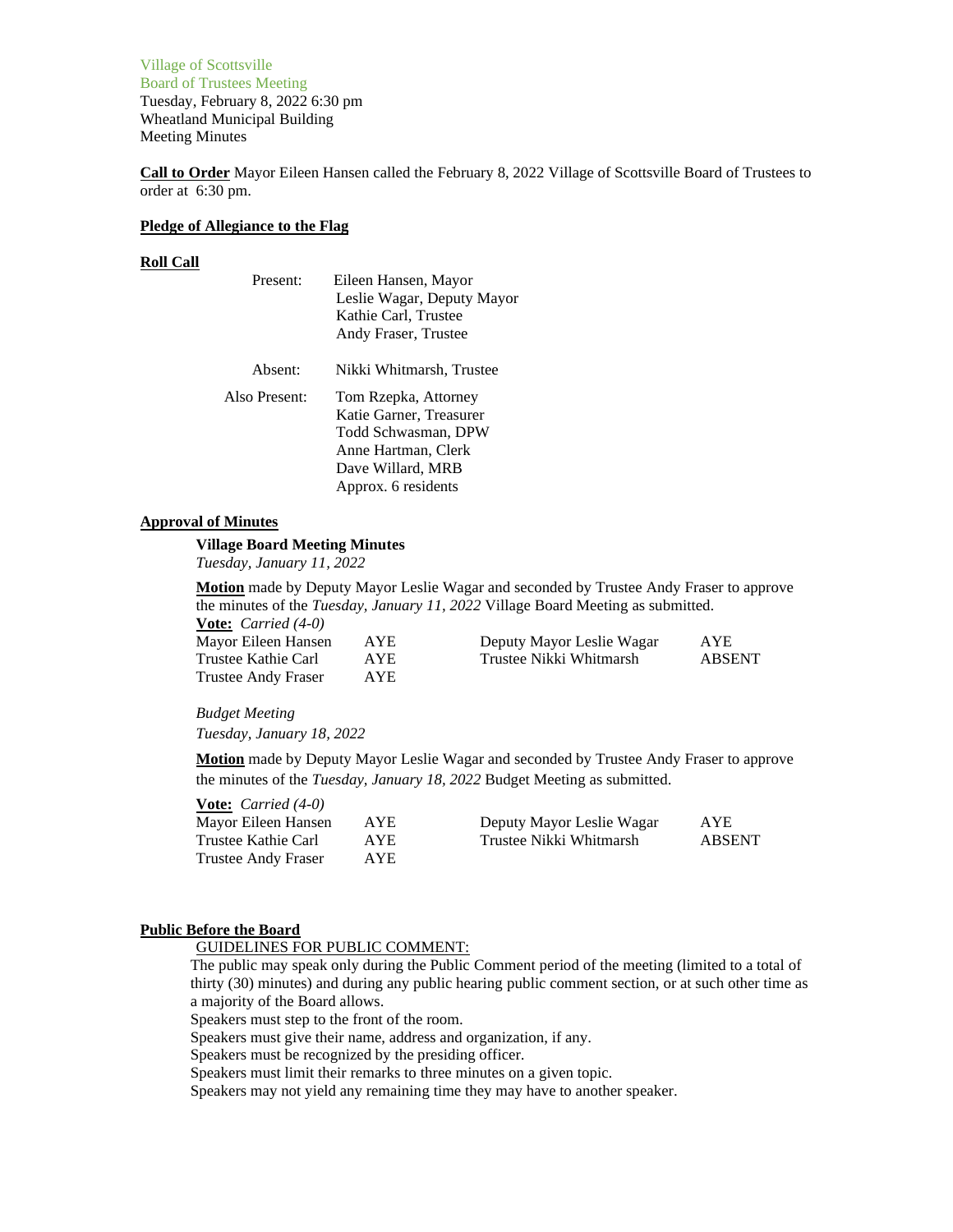Village of Scottsville
Board of Trustees Meeting
Tuesday, February 8, 2022 6:30 pm
Wheatland Municipal Building
Meeting Minutes

**Call to Order** Mayor Eileen Hansen called the February 8, 2022 Village of Scottsville Board of Trustees to order at 6:30 pm.

**Pledge of Allegiance to the Flag**

**Roll Call**

| | |
|---|---|
| Present: | Eileen Hansen, Mayor<br>Leslie Wagar, Deputy Mayor<br>Kathie Carl, Trustee<br>Andy Fraser, Trustee |
| Absent: | Nikki Whitmarsh, Trustee |
| Also Present: | Tom Rzepka, Attorney<br>Katie Garner, Treasurer<br>Todd Schwasman, DPW<br>Anne Hartman, Clerk<br>Dave Willard, MRB<br>Approx. 6 residents |

**Approval of Minutes**

**Village Board Meeting Minutes**
*Tuesday, January 11, 2022*

**Motion** made by Deputy Mayor Leslie Wagar and seconded by Trustee Andy Fraser to approve the minutes of the *Tuesday, January 11, 2022* Village Board Meeting as submitted.
**Vote:** *Carried (4-0)*

| | | | |
|---|---|---|---|
| Mayor Eileen Hansen | AYE | Deputy Mayor Leslie Wagar | AYE |
| Trustee Kathie Carl | AYE | Trustee Nikki Whitmarsh | ABSENT |
| Trustee Andy Fraser | AYE | | |

*Budget Meeting*
*Tuesday, January 18, 2022*

**Motion** made by Deputy Mayor Leslie Wagar and seconded by Trustee Andy Fraser to approve the minutes of the *Tuesday, January 18, 2022* Budget Meeting as submitted.

**Vote:** *Carried (4-0)*

| | | | |
|---|---|---|---|
| Mayor Eileen Hansen | AYE | Deputy Mayor Leslie Wagar | AYE |
| Trustee Kathie Carl | AYE | Trustee Nikki Whitmarsh | ABSENT |
| Trustee Andy Fraser | AYE | | |

**Public Before the Board**

GUIDELINES FOR PUBLIC COMMENT:

The public may speak only during the Public Comment period of the meeting (limited to a total of thirty (30) minutes) and during any public hearing public comment section, or at such other time as a majority of the Board allows.
Speakers must step to the front of the room.
Speakers must give their name, address and organization, if any.
Speakers must be recognized by the presiding officer.
Speakers must limit their remarks to three minutes on a given topic.
Speakers may not yield any remaining time they may have to another speaker.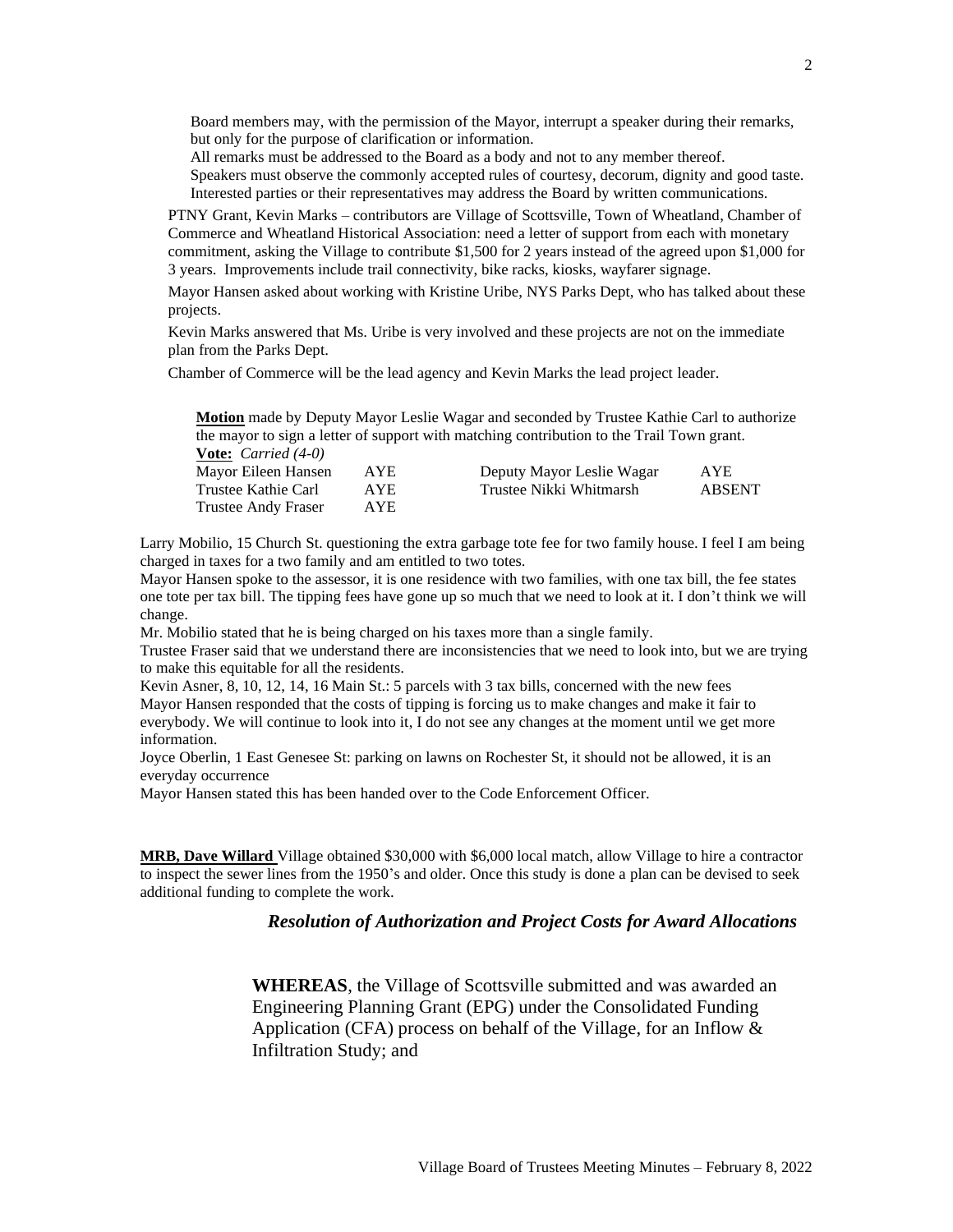Board members may, with the permission of the Mayor, interrupt a speaker during their remarks, but only for the purpose of clarification or information.
All remarks must be addressed to the Board as a body and not to any member thereof.
Speakers must observe the commonly accepted rules of courtesy, decorum, dignity and good taste.
Interested parties or their representatives may address the Board by written communications.

PTNY Grant, Kevin Marks – contributors are Village of Scottsville, Town of Wheatland, Chamber of Commerce and Wheatland Historical Association: need a letter of support from each with monetary commitment, asking the Village to contribute $1,500 for 2 years instead of the agreed upon $1,000 for 3 years. Improvements include trail connectivity, bike racks, kiosks, wayfarer signage.

Mayor Hansen asked about working with Kristine Uribe, NYS Parks Dept, who has talked about these projects.

Kevin Marks answered that Ms. Uribe is very involved and these projects are not on the immediate plan from the Parks Dept.

Chamber of Commerce will be the lead agency and Kevin Marks the lead project leader.

**Motion** made by Deputy Mayor Leslie Wagar and seconded by Trustee Kathie Carl to authorize the mayor to sign a letter of support with matching contribution to the Trail Town grant.
**Vote:** *Carried (4-0)*

| | | | |
|---|---|---|---|
| Mayor Eileen Hansen | AYE | Deputy Mayor Leslie Wagar | AYE |
| Trustee Kathie Carl | AYE | Trustee Nikki Whitmarsh | ABSENT |
| Trustee Andy Fraser | AYE | | |

Larry Mobilio, 15 Church St. questioning the extra garbage tote fee for two family house. I feel I am being charged in taxes for a two family and am entitled to two totes.
Mayor Hansen spoke to the assessor, it is one residence with two families, with one tax bill, the fee states one tote per tax bill. The tipping fees have gone up so much that we need to look at it. I don't think we will change.
Mr. Mobilio stated that he is being charged on his taxes more than a single family.
Trustee Fraser said that we understand there are inconsistencies that we need to look into, but we are trying to make this equitable for all the residents.
Kevin Asner, 8, 10, 12, 14, 16 Main St.: 5 parcels with 3 tax bills, concerned with the new fees
Mayor Hansen responded that the costs of tipping is forcing us to make changes and make it fair to everybody. We will continue to look into it, I do not see any changes at the moment until we get more information.
Joyce Oberlin, 1 East Genesee St: parking on lawns on Rochester St, it should not be allowed, it is an everyday occurrence
Mayor Hansen stated this has been handed over to the Code Enforcement Officer.

**MRB, Dave Willard** Village obtained $30,000 with $6,000 local match, allow Village to hire a contractor to inspect the sewer lines from the 1950's and older. Once this study is done a plan can be devised to seek additional funding to complete the work.

***Resolution of Authorization and Project Costs for Award Allocations***

**WHEREAS**, the Village of Scottsville submitted and was awarded an Engineering Planning Grant (EPG) under the Consolidated Funding Application (CFA) process on behalf of the Village, for an Inflow & Infiltration Study; and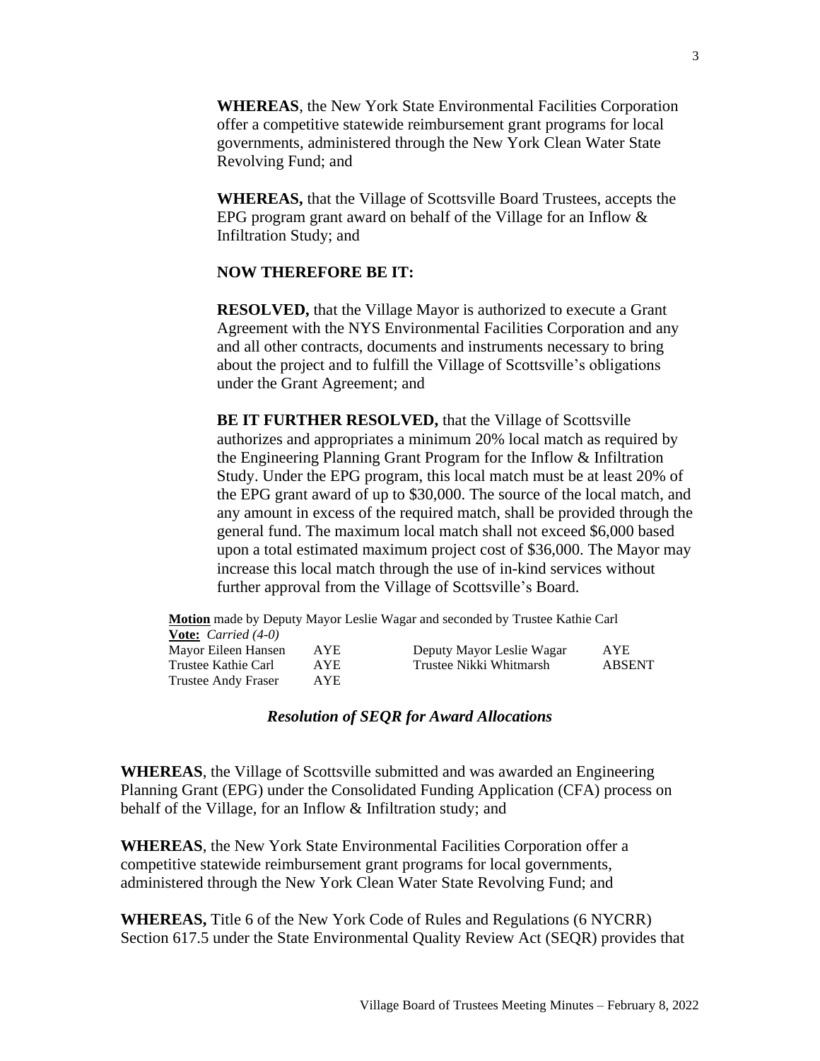**WHEREAS**, the New York State Environmental Facilities Corporation offer a competitive statewide reimbursement grant programs for local governments, administered through the New York Clean Water State Revolving Fund; and

**WHEREAS,** that the Village of Scottsville Board Trustees, accepts the EPG program grant award on behalf of the Village for an Inflow & Infiltration Study; and

**NOW THEREFORE BE IT:**

**RESOLVED,** that the Village Mayor is authorized to execute a Grant Agreement with the NYS Environmental Facilities Corporation and any and all other contracts, documents and instruments necessary to bring about the project and to fulfill the Village of Scottsville's obligations under the Grant Agreement; and

**BE IT FURTHER RESOLVED,** that the Village of Scottsville authorizes and appropriates a minimum 20% local match as required by the Engineering Planning Grant Program for the Inflow & Infiltration Study. Under the EPG program, this local match must be at least 20% of the EPG grant award of up to $30,000. The source of the local match, and any amount in excess of the required match, shall be provided through the general fund. The maximum local match shall not exceed $6,000 based upon a total estimated maximum project cost of $36,000. The Mayor may increase this local match through the use of in-kind services without further approval from the Village of Scottsville's Board.

**Motion** made by Deputy Mayor Leslie Wagar and seconded by Trustee Kathie Carl
**Vote:** *Carried (4-0)*

| | | | |
|---|---|---|---|
| Mayor Eileen Hansen | AYE | Deputy Mayor Leslie Wagar | AYE |
| Trustee Kathie Carl | AYE | Trustee Nikki Whitmarsh | ABSENT |
| Trustee Andy Fraser | AYE | | |

### *Resolution of SEQR for Award Allocations*

**WHEREAS**, the Village of Scottsville submitted and was awarded an Engineering Planning Grant (EPG) under the Consolidated Funding Application (CFA) process on behalf of the Village, for an Inflow & Infiltration study; and

**WHEREAS**, the New York State Environmental Facilities Corporation offer a competitive statewide reimbursement grant programs for local governments, administered through the New York Clean Water State Revolving Fund; and

**WHEREAS,** Title 6 of the New York Code of Rules and Regulations (6 NYCRR) Section 617.5 under the State Environmental Quality Review Act (SEQR) provides that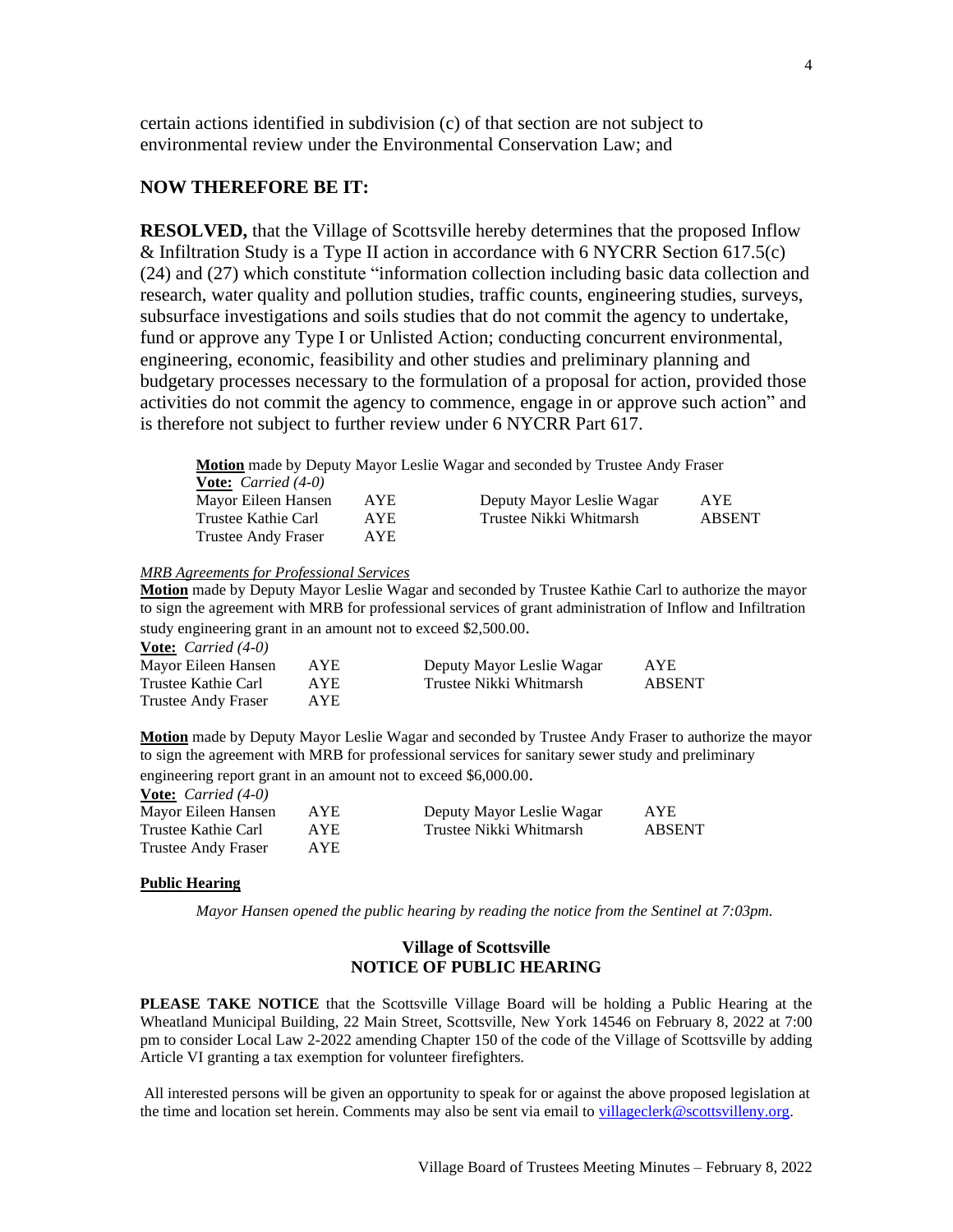certain actions identified in subdivision (c) of that section are not subject to environmental review under the Environmental Conservation Law; and

**NOW THEREFORE BE IT:**

**RESOLVED,** that the Village of Scottsville hereby determines that the proposed Inflow & Infiltration Study is a Type II action in accordance with 6 NYCRR Section 617.5(c) (24) and (27) which constitute "information collection including basic data collection and research, water quality and pollution studies, traffic counts, engineering studies, surveys, subsurface investigations and soils studies that do not commit the agency to undertake, fund or approve any Type I or Unlisted Action; conducting concurrent environmental, engineering, economic, feasibility and other studies and preliminary planning and budgetary processes necessary to the formulation of a proposal for action, provided those activities do not commit the agency to commence, engage in or approve such action" and is therefore not subject to further review under 6 NYCRR Part 617.

**Motion** made by Deputy Mayor Leslie Wagar and seconded by Trustee Andy Fraser
**Vote:** *Carried (4-0)*

| | | | |
|---|---|---|---|
| Mayor Eileen Hansen | AYE | Deputy Mayor Leslie Wagar | AYE |
| Trustee Kathie Carl | AYE | Trustee Nikki Whitmarsh | ABSENT |
| Trustee Andy Fraser | AYE | | |

*MRB Agreements for Professional Services*

**Motion** made by Deputy Mayor Leslie Wagar and seconded by Trustee Kathie Carl to authorize the mayor to sign the agreement with MRB for professional services of grant administration of Inflow and Infiltration study engineering grant in an amount not to exceed $2,500.00.
**Vote:** *Carried (4-0)*

| | | | |
|---|---|---|---|
| Mayor Eileen Hansen | AYE | Deputy Mayor Leslie Wagar | AYE |
| Trustee Kathie Carl | AYE | Trustee Nikki Whitmarsh | ABSENT |
| Trustee Andy Fraser | AYE | | |

**Motion** made by Deputy Mayor Leslie Wagar and seconded by Trustee Andy Fraser to authorize the mayor to sign the agreement with MRB for professional services for sanitary sewer study and preliminary engineering report grant in an amount not to exceed $6,000.00.
**Vote:** *Carried (4-0)*

| | | | |
|---|---|---|---|
| Mayor Eileen Hansen | AYE | Deputy Mayor Leslie Wagar | AYE |
| Trustee Kathie Carl | AYE | Trustee Nikki Whitmarsh | ABSENT |
| Trustee Andy Fraser | AYE | | |

**Public Hearing**

*Mayor Hansen opened the public hearing by reading the notice from the Sentinel at 7:03pm.*

**Village of Scottsville**
**NOTICE OF PUBLIC HEARING**

**PLEASE TAKE NOTICE** that the Scottsville Village Board will be holding a Public Hearing at the Wheatland Municipal Building, 22 Main Street, Scottsville, New York 14546 on February 8, 2022 at 7:00 pm to consider Local Law 2-2022 amending Chapter 150 of the code of the Village of Scottsville by adding Article VI granting a tax exemption for volunteer firefighters.

All interested persons will be given an opportunity to speak for or against the above proposed legislation at the time and location set herein. Comments may also be sent via email to villageclerk@scottsvilleny.org.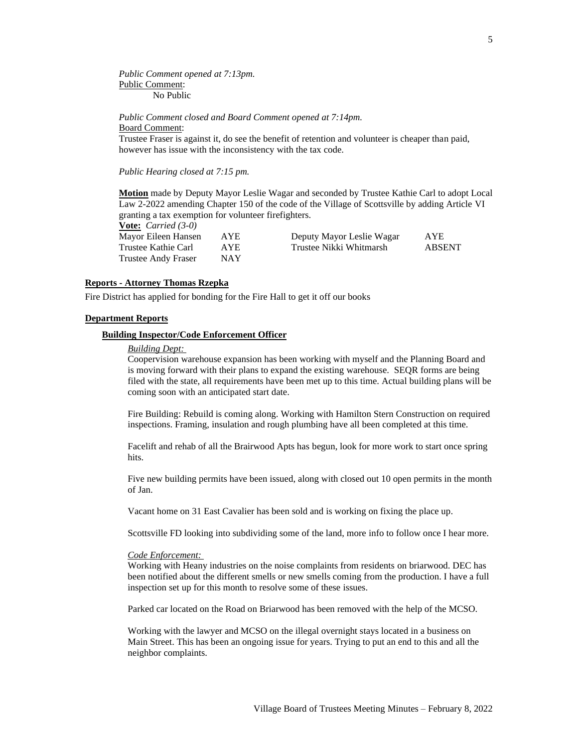*Public Comment opened at 7:13pm.*

Public Comment:

No Public

*Public Comment closed and Board Comment opened at 7:14pm.*

Board Comment:

Trustee Fraser is against it, do see the benefit of retention and volunteer is cheaper than paid, however has issue with the inconsistency with the tax code.

*Public Hearing closed at 7:15 pm.*

**Motion** made by Deputy Mayor Leslie Wagar and seconded by Trustee Kathie Carl to adopt Local Law 2-2022 amending Chapter 150 of the code of the Village of Scottsville by adding Article VI granting a tax exemption for volunteer firefighters.

**Vote:** *Carried (3-0)*

| | | | |
|---|---|---|---|
| Mayor Eileen Hansen | AYE | Deputy Mayor Leslie Wagar | AYE |
| Trustee Kathie Carl | AYE | Trustee Nikki Whitmarsh | ABSENT |
| Trustee Andy Fraser | NAY | | |

## Reports - Attorney Thomas Rzepka

Fire District has applied for bonding for the Fire Hall to get it off our books

## Department Reports

### Building Inspector/Code Enforcement Officer

*Building Dept:*

Coopervision warehouse expansion has been working with myself and the Planning Board and is moving forward with their plans to expand the existing warehouse. SEQR forms are being filed with the state, all requirements have been met up to this time. Actual building plans will be coming soon with an anticipated start date.

Fire Building: Rebuild is coming along. Working with Hamilton Stern Construction on required inspections. Framing, insulation and rough plumbing have all been completed at this time.

Facelift and rehab of all the Brairwood Apts has begun, look for more work to start once spring hits.

Five new building permits have been issued, along with closed out 10 open permits in the month of Jan.

Vacant home on 31 East Cavalier has been sold and is working on fixing the place up.

Scottsville FD looking into subdividing some of the land, more info to follow once I hear more.

*Code Enforcement:*

Working with Heany industries on the noise complaints from residents on briarwood. DEC has been notified about the different smells or new smells coming from the production. I have a full inspection set up for this month to resolve some of these issues.

Parked car located on the Road on Briarwood has been removed with the help of the MCSO.

Working with the lawyer and MCSO on the illegal overnight stays located in a business on Main Street. This has been an ongoing issue for years. Trying to put an end to this and all the neighbor complaints.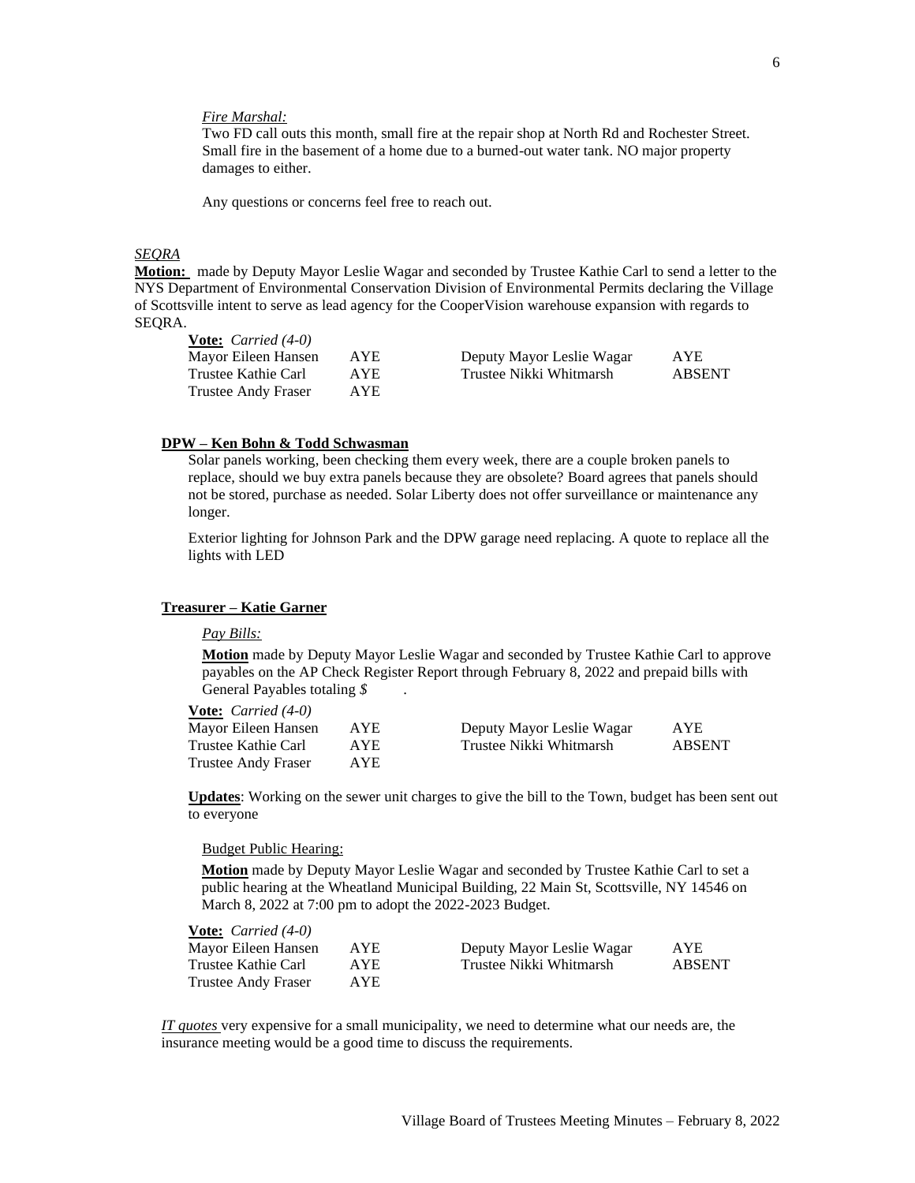*Fire Marshal:*

Two FD call outs this month, small fire at the repair shop at North Rd and Rochester Street. Small fire in the basement of a home due to a burned-out water tank. NO major property damages to either.

Any questions or concerns feel free to reach out.

*SEQRA*

**Motion:** made by Deputy Mayor Leslie Wagar and seconded by Trustee Kathie Carl to send a letter to the NYS Department of Environmental Conservation Division of Environmental Permits declaring the Village of Scottsville intent to serve as lead agency for the CooperVision warehouse expansion with regards to SEQRA.

**Vote:** *Carried (4-0)*

| | | | |
|---|---|---|---|
| Mayor Eileen Hansen | AYE | Deputy Mayor Leslie Wagar | AYE |
| Trustee Kathie Carl | AYE | Trustee Nikki Whitmarsh | ABSENT |
| Trustee Andy Fraser | AYE | | |

**DPW – Ken Bohn & Todd Schwasman**

Solar panels working, been checking them every week, there are a couple broken panels to replace, should we buy extra panels because they are obsolete? Board agrees that panels should not be stored, purchase as needed. Solar Liberty does not offer surveillance or maintenance any longer.

Exterior lighting for Johnson Park and the DPW garage need replacing. A quote to replace all the lights with LED

**Treasurer – Katie Garner**

*Pay Bills:*

**Motion** made by Deputy Mayor Leslie Wagar and seconded by Trustee Kathie Carl to approve payables on the AP Check Register Report through February 8, 2022 and prepaid bills with General Payables totaling *$* .

**Vote:** *Carried (4-0)*

| | | | |
|---|---|---|---|
| Mayor Eileen Hansen | AYE | Deputy Mayor Leslie Wagar | AYE |
| Trustee Kathie Carl | AYE | Trustee Nikki Whitmarsh | ABSENT |
| Trustee Andy Fraser | AYE | | |

**Updates**: Working on the sewer unit charges to give the bill to the Town, budget has been sent out to everyone

Budget Public Hearing:

**Motion** made by Deputy Mayor Leslie Wagar and seconded by Trustee Kathie Carl to set a public hearing at the Wheatland Municipal Building, 22 Main St, Scottsville, NY 14546 on March 8, 2022 at 7:00 pm to adopt the 2022-2023 Budget.

**Vote:** *Carried (4-0)*

| | | | |
|---|---|---|---|
| Mayor Eileen Hansen | AYE | Deputy Mayor Leslie Wagar | AYE |
| Trustee Kathie Carl | AYE | Trustee Nikki Whitmarsh | ABSENT |
| Trustee Andy Fraser | AYE | | |

*IT quotes* very expensive for a small municipality, we need to determine what our needs are, the insurance meeting would be a good time to discuss the requirements.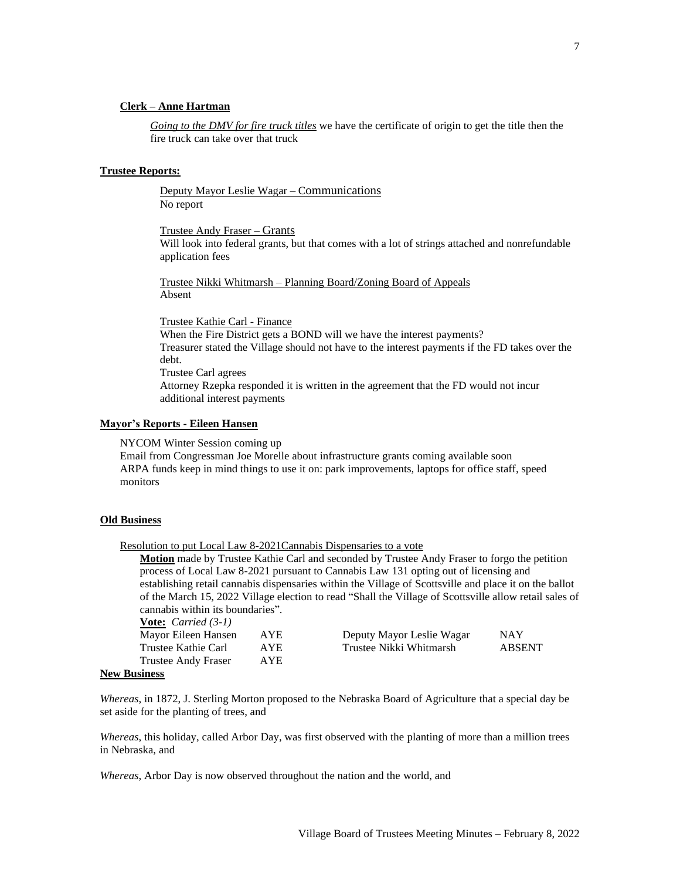**Clerk – Anne Hartman**

*Going to the DMV for fire truck titles* we have the certificate of origin to get the title then the fire truck can take over that truck

**Trustee Reports:**

Deputy Mayor Leslie Wagar – Communications
No report

Trustee Andy Fraser – Grants
Will look into federal grants, but that comes with a lot of strings attached and nonrefundable application fees

Trustee Nikki Whitmarsh – Planning Board/Zoning Board of Appeals
Absent

Trustee Kathie Carl - Finance
When the Fire District gets a BOND will we have the interest payments?
Treasurer stated the Village should not have to the interest payments if the FD takes over the debt.
Trustee Carl agrees
Attorney Rzepka responded it is written in the agreement that the FD would not incur additional interest payments

**Mayor's Reports - Eileen Hansen**

NYCOM Winter Session coming up
Email from Congressman Joe Morelle about infrastructure grants coming available soon
ARPA funds keep in mind things to use it on: park improvements, laptops for office staff, speed monitors

**Old Business**

Resolution to put Local Law 8-2021Cannabis Dispensaries to a vote

**Motion** made by Trustee Kathie Carl and seconded by Trustee Andy Fraser to forgo the petition process of Local Law 8-2021 pursuant to Cannabis Law 131 opting out of licensing and establishing retail cannabis dispensaries within the Village of Scottsville and place it on the ballot of the March 15, 2022 Village election to read "Shall the Village of Scottsville allow retail sales of cannabis within its boundaries".

**Vote:** *Carried (3-1)*

| | | | |
|---|---|---|---|
| Mayor Eileen Hansen | AYE | Deputy Mayor Leslie Wagar | NAY |
| Trustee Kathie Carl | AYE | Trustee Nikki Whitmarsh | ABSENT |
| Trustee Andy Fraser | AYE | | |

**New Business**

*Whereas,* in 1872, J. Sterling Morton proposed to the Nebraska Board of Agriculture that a special day be set aside for the planting of trees, and

*Whereas,* this holiday, called Arbor Day, was first observed with the planting of more than a million trees in Nebraska, and

*Whereas,* Arbor Day is now observed throughout the nation and the world, and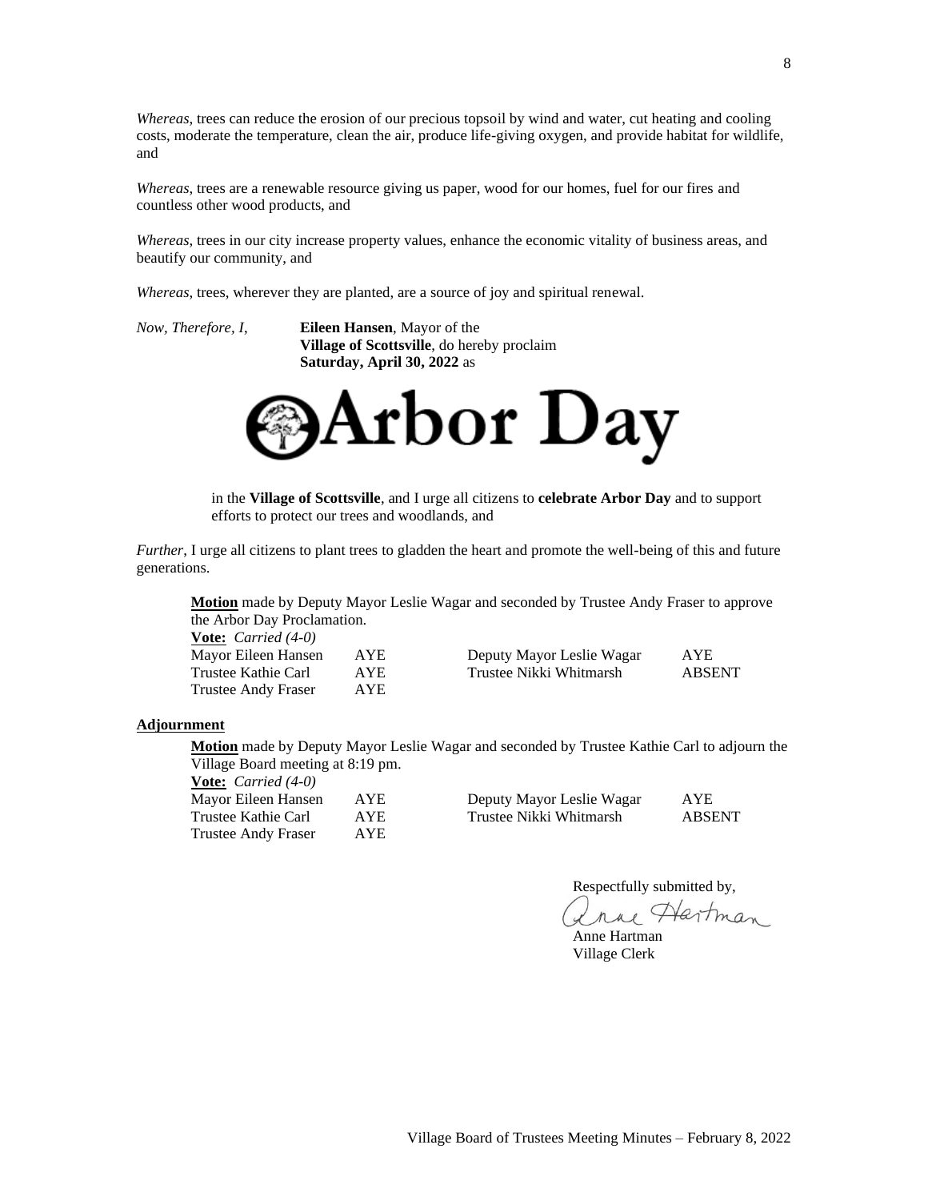*Whereas*, trees can reduce the erosion of our precious topsoil by wind and water, cut heating and cooling costs, moderate the temperature, clean the air, produce life-giving oxygen, and provide habitat for wildlife, and

*Whereas*, trees are a renewable resource giving us paper, wood for our homes, fuel for our fires and countless other wood products, and

*Whereas*, trees in our city increase property values, enhance the economic vitality of business areas, and beautify our community, and

*Whereas*, trees, wherever they are planted, are a source of joy and spiritual renewal.

*Now, Therefore, I,* **Eileen Hansen**, Mayor of the **Village of Scottsville**, do hereby proclaim **Saturday, April 30, 2022** as

# Arbor Day

in the **Village of Scottsville**, and I urge all citizens to **celebrate Arbor Day** and to support efforts to protect our trees and woodlands, and

*Further*, I urge all citizens to plant trees to gladden the heart and promote the well-being of this and future generations.

**Motion** made by Deputy Mayor Leslie Wagar and seconded by Trustee Andy Fraser to approve the Arbor Day Proclamation.

**Vote:** *Carried (4-0)*

| | | | |
|---|---|---|---|
| Mayor Eileen Hansen | AYE | Deputy Mayor Leslie Wagar | AYE |
| Trustee Kathie Carl | AYE | Trustee Nikki Whitmarsh | ABSENT |
| Trustee Andy Fraser | AYE | | |

**Adjournment**

**Motion** made by Deputy Mayor Leslie Wagar and seconded by Trustee Kathie Carl to adjourn the Village Board meeting at 8:19 pm.

**Vote:** *Carried (4-0)*

| | | | |
|---|---|---|---|
| Mayor Eileen Hansen | AYE | Deputy Mayor Leslie Wagar | AYE |
| Trustee Kathie Carl | AYE | Trustee Nikki Whitmarsh | ABSENT |
| Trustee Andy Fraser | AYE | | |

Respectfully submitted by,

Anne Hartman

Anne Hartman
Village Clerk